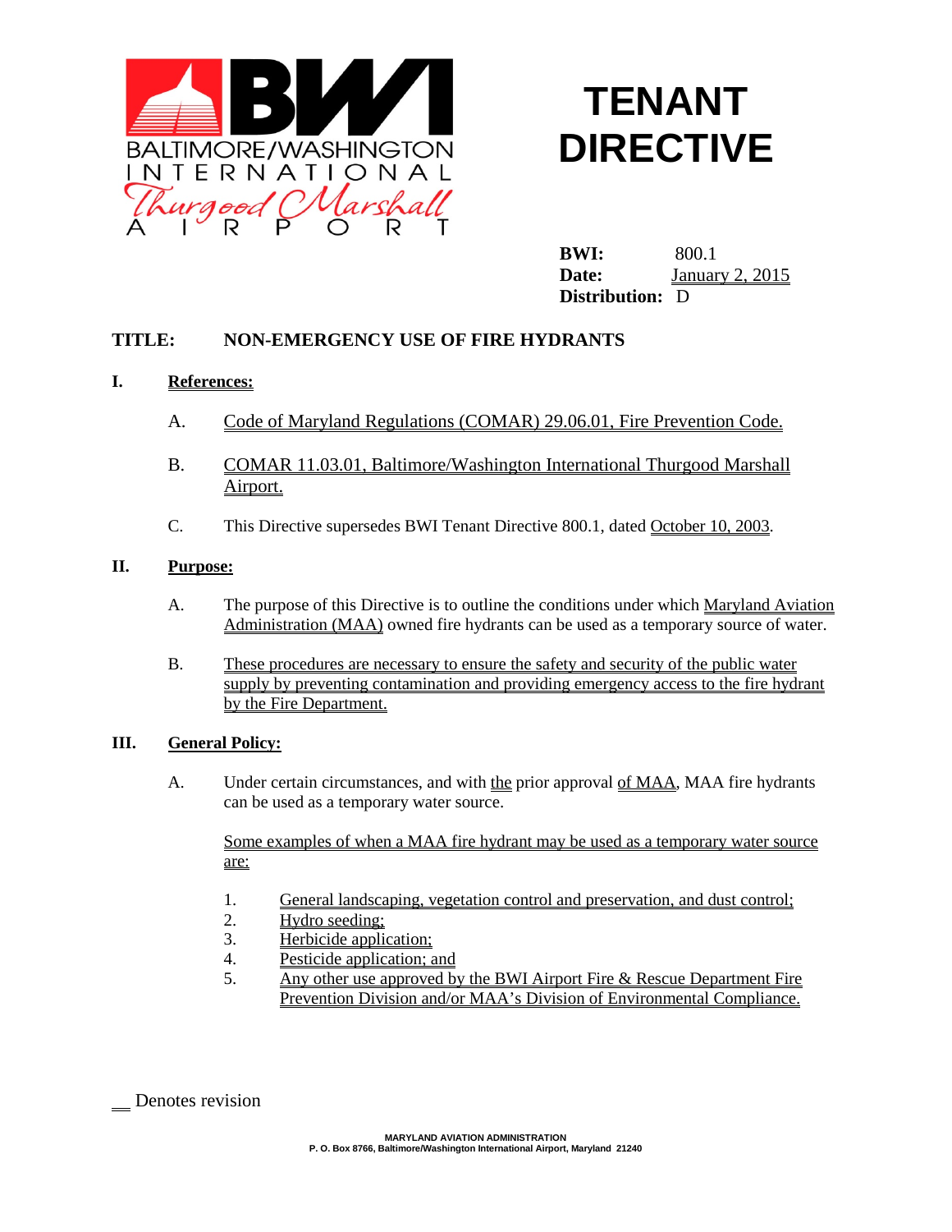BALTIMORE/WASHINGTON INTERNATIONAL Thurgood Marshall AIRPORT

# TENANT DIRECTIVE

**BWI:** 800.1
**Date:** January 2, 2015
**Distribution:** D

**TITLE: NON-EMERGENCY USE OF FIRE HYDRANTS**

## I. References:

A. Code of Maryland Regulations (COMAR) 29.06.01, Fire Prevention Code.

B. COMAR 11.03.01, Baltimore/Washington International Thurgood Marshall Airport.

C. This Directive supersedes BWI Tenant Directive 800.1, dated October 10, 2003.

## II. Purpose:

A. The purpose of this Directive is to outline the conditions under which Maryland Aviation Administration (MAA) owned fire hydrants can be used as a temporary source of water.

B. These procedures are necessary to ensure the safety and security of the public water supply by preventing contamination and providing emergency access to the fire hydrant by the Fire Department.

## III. General Policy:

A. Under certain circumstances, and with the prior approval of MAA, MAA fire hydrants can be used as a temporary water source.

Some examples of when a MAA fire hydrant may be used as a temporary water source are:

1. General landscaping, vegetation control and preservation, and dust control;
2. Hydro seeding;
3. Herbicide application;
4. Pesticide application; and
5. Any other use approved by the BWI Airport Fire & Rescue Department Fire Prevention Division and/or MAA's Division of Environmental Compliance.

__ Denotes revision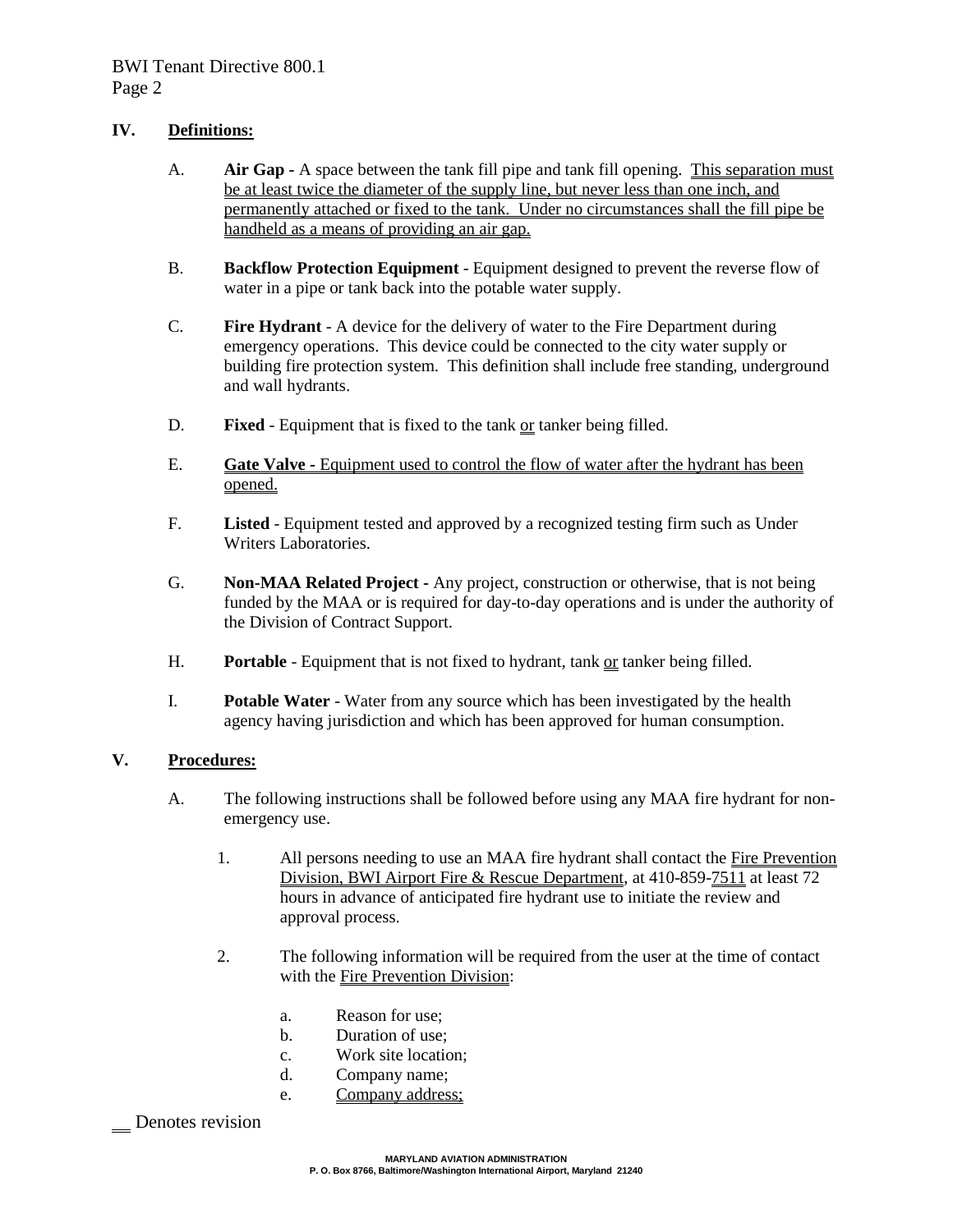## IV. Definitions:

A. **Air Gap** - A space between the tank fill pipe and tank fill opening. This separation must be at least twice the diameter of the supply line, but never less than one inch, and permanently attached or fixed to the tank. Under no circumstances shall the fill pipe be handheld as a means of providing an air gap.

B. **Backflow Protection Equipment** - Equipment designed to prevent the reverse flow of water in a pipe or tank back into the potable water supply.

C. **Fire Hydrant** - A device for the delivery of water to the Fire Department during emergency operations. This device could be connected to the city water supply or building fire protection system. This definition shall include free standing, underground and wall hydrants.

D. **Fixed** - Equipment that is fixed to the tank or tanker being filled.

E. **Gate Valve** - Equipment used to control the flow of water after the hydrant has been opened.

F. **Listed** - Equipment tested and approved by a recognized testing firm such as Under Writers Laboratories.

G. **Non-MAA Related Project** - Any project, construction or otherwise, that is not being funded by the MAA or is required for day-to-day operations and is under the authority of the Division of Contract Support.

H. **Portable** - Equipment that is not fixed to hydrant, tank or tanker being filled.

I. **Potable Water** - Water from any source which has been investigated by the health agency having jurisdiction and which has been approved for human consumption.

## V. Procedures:

A. The following instructions shall be followed before using any MAA fire hydrant for non-emergency use.

1. All persons needing to use an MAA fire hydrant shall contact the Fire Prevention Division, BWI Airport Fire & Rescue Department, at 410-859-7511 at least 72 hours in advance of anticipated fire hydrant use to initiate the review and approval process.

2. The following information will be required from the user at the time of contact with the Fire Prevention Division:

   a. Reason for use;
   b. Duration of use;
   c. Work site location;
   d. Company name;
   e. Company address;

__ Denotes revision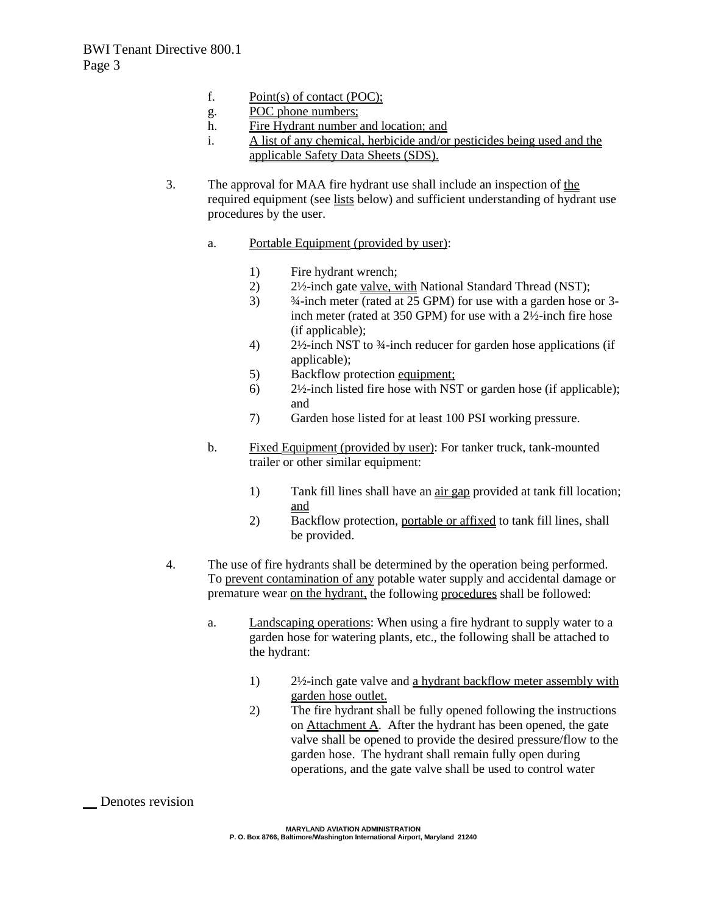f. Point(s) of contact (POC);
g. POC phone numbers;
h. Fire Hydrant number and location; and
i. A list of any chemical, herbicide and/or pesticides being used and the applicable Safety Data Sheets (SDS).

3. The approval for MAA fire hydrant use shall include an inspection of the required equipment (see lists below) and sufficient understanding of hydrant use procedures by the user.

    a. Portable Equipment (provided by user):

        1) Fire hydrant wrench;
        2) 2½-inch gate valve, with National Standard Thread (NST);
        3) ¾-inch meter (rated at 25 GPM) for use with a garden hose or 3-inch meter (rated at 350 GPM) for use with a 2½-inch fire hose (if applicable);
        4) 2½-inch NST to ¾-inch reducer for garden hose applications (if applicable);
        5) Backflow protection equipment;
        6) 2½-inch listed fire hose with NST or garden hose (if applicable); and
        7) Garden hose listed for at least 100 PSI working pressure.

    b. Fixed Equipment (provided by user): For tanker truck, tank-mounted trailer or other similar equipment:

        1) Tank fill lines shall have an air gap provided at tank fill location; and
        2) Backflow protection, portable or affixed to tank fill lines, shall be provided.

4. The use of fire hydrants shall be determined by the operation being performed. To prevent contamination of any potable water supply and accidental damage or premature wear on the hydrant, the following procedures shall be followed:

    a. Landscaping operations: When using a fire hydrant to supply water to a garden hose for watering plants, etc., the following shall be attached to the hydrant:

        1) 2½-inch gate valve and a hydrant backflow meter assembly with garden hose outlet.
        2) The fire hydrant shall be fully opened following the instructions on Attachment A. After the hydrant has been opened, the gate valve shall be opened to provide the desired pressure/flow to the garden hose. The hydrant shall remain fully open during operations, and the gate valve shall be used to control water

__ Denotes revision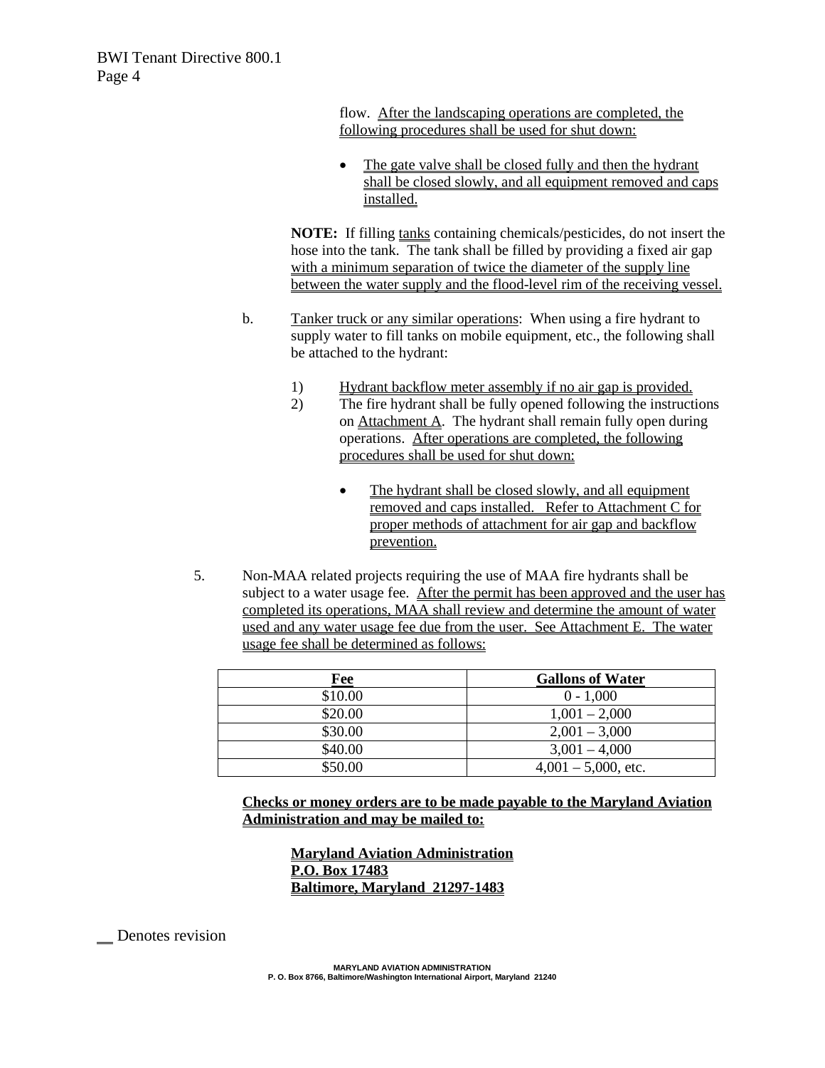flow. After the landscaping operations are completed, the following procedures shall be used for shut down:

- The gate valve shall be closed fully and then the hydrant shall be closed slowly, and all equipment removed and caps installed.

**NOTE:** If filling tanks containing chemicals/pesticides, do not insert the hose into the tank. The tank shall be filled by providing a fixed air gap with a minimum separation of twice the diameter of the supply line between the water supply and the flood-level rim of the receiving vessel.

b. Tanker truck or any similar operations: When using a fire hydrant to supply water to fill tanks on mobile equipment, etc., the following shall be attached to the hydrant:

1) Hydrant backflow meter assembly if no air gap is provided.
2) The fire hydrant shall be fully opened following the instructions on Attachment A. The hydrant shall remain fully open during operations. After operations are completed, the following procedures shall be used for shut down:

   - The hydrant shall be closed slowly, and all equipment removed and caps installed. Refer to Attachment C for proper methods of attachment for air gap and backflow prevention.

5. Non-MAA related projects requiring the use of MAA fire hydrants shall be subject to a water usage fee. After the permit has been approved and the user has completed its operations, MAA shall review and determine the amount of water used and any water usage fee due from the user. See Attachment E. The water usage fee shall be determined as follows:

| Fee | Gallons of Water |
|---|---|
| $10.00 | 0 - 1,000 |
| $20.00 | 1,001 – 2,000 |
| $30.00 | 2,001 – 3,000 |
| $40.00 | 3,001 – 4,000 |
| $50.00 | 4,001 – 5,000, etc. |

**Checks or money orders are to be made payable to the Maryland Aviation Administration and may be mailed to:**

**Maryland Aviation Administration**
**P.O. Box 17483**
**Baltimore, Maryland 21297-1483**

__ Denotes revision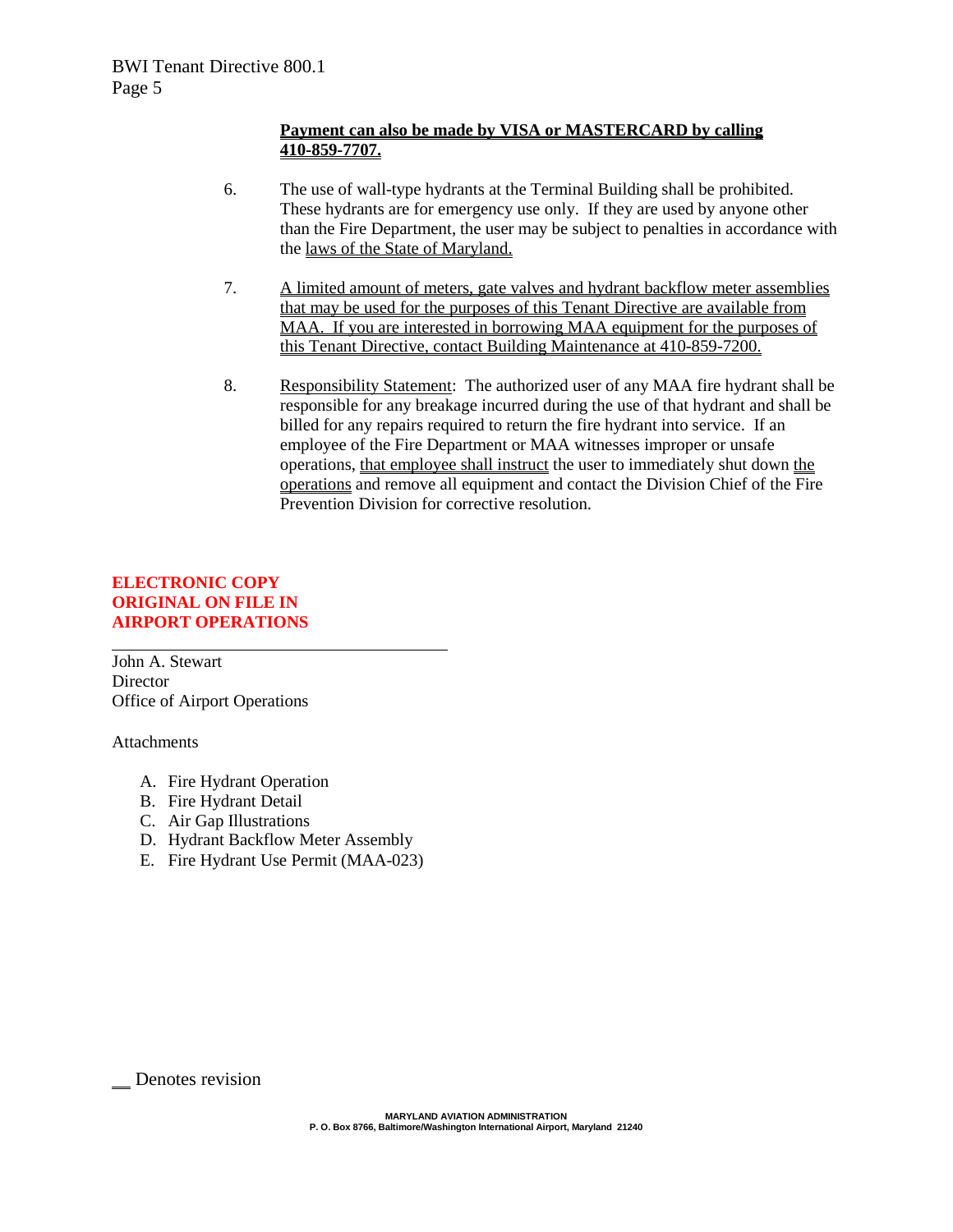**Payment can also be made by VISA or MASTERCARD by calling 410-859-7707.**

6. The use of wall-type hydrants at the Terminal Building shall be prohibited. These hydrants are for emergency use only. If they are used by anyone other than the Fire Department, the user may be subject to penalties in accordance with the laws of the State of Maryland.

7. A limited amount of meters, gate valves and hydrant backflow meter assemblies that may be used for the purposes of this Tenant Directive are available from MAA. If you are interested in borrowing MAA equipment for the purposes of this Tenant Directive, contact Building Maintenance at 410-859-7200.

8. Responsibility Statement: The authorized user of any MAA fire hydrant shall be responsible for any breakage incurred during the use of that hydrant and shall be billed for any repairs required to return the fire hydrant into service. If an employee of the Fire Department or MAA witnesses improper or unsafe operations, that employee shall instruct the user to immediately shut down the operations and remove all equipment and contact the Division Chief of the Fire Prevention Division for corrective resolution.

**ELECTRONIC COPY**
**ORIGINAL ON FILE IN**
**AIRPORT OPERATIONS**

John A. Stewart
Director
Office of Airport Operations

Attachments

A. Fire Hydrant Operation
B. Fire Hydrant Detail
C. Air Gap Illustrations
D. Hydrant Backflow Meter Assembly
E. Fire Hydrant Use Permit (MAA-023)

__ Denotes revision

MARYLAND AVIATION ADMINISTRATION
P. O. Box 8766, Baltimore/Washington International Airport, Maryland 21240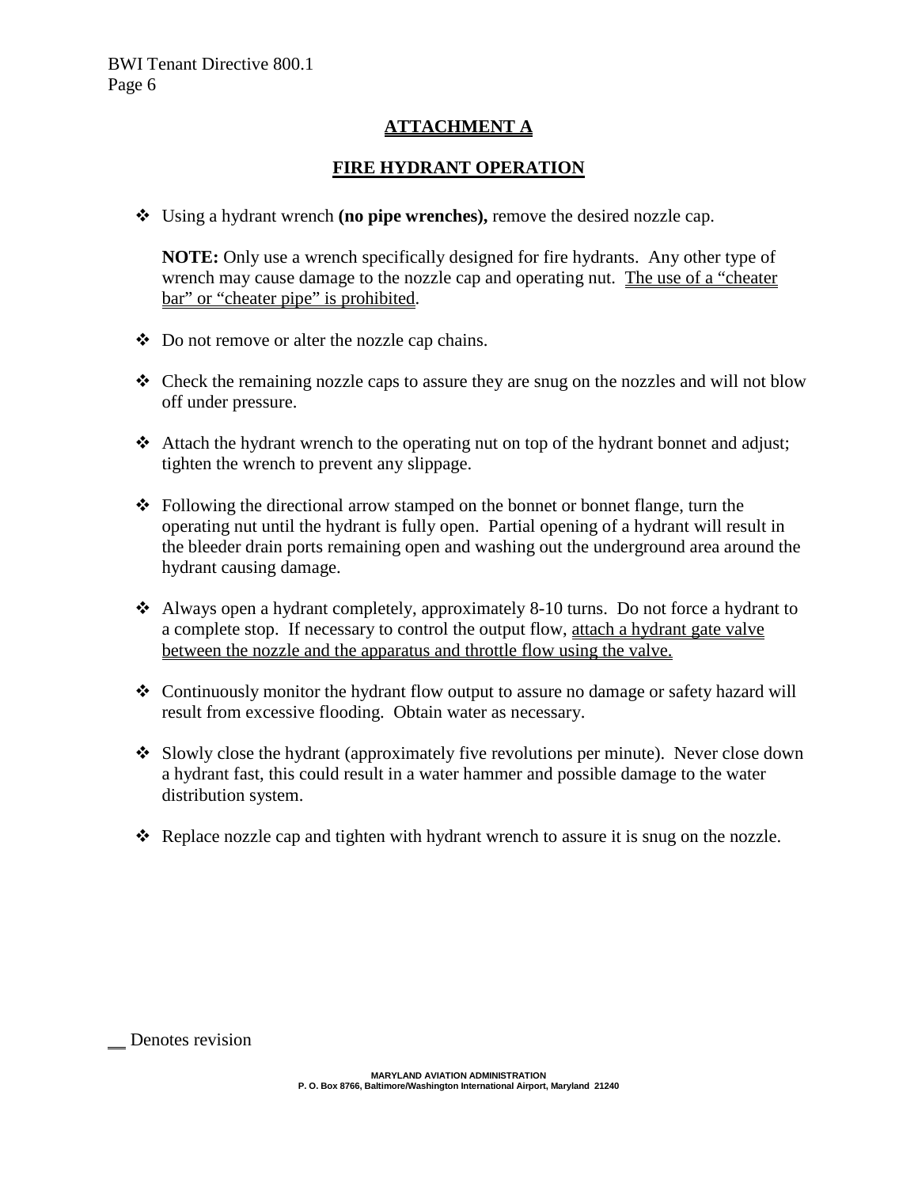## ATTACHMENT A

## FIRE HYDRANT OPERATION

- Using a hydrant wrench **(no pipe wrenches),** remove the desired nozzle cap.

  **NOTE:** Only use a wrench specifically designed for fire hydrants. Any other type of wrench may cause damage to the nozzle cap and operating nut. The use of a "cheater bar" or "cheater pipe" is prohibited.

- Do not remove or alter the nozzle cap chains.

- Check the remaining nozzle caps to assure they are snug on the nozzles and will not blow off under pressure.

- Attach the hydrant wrench to the operating nut on top of the hydrant bonnet and adjust; tighten the wrench to prevent any slippage.

- Following the directional arrow stamped on the bonnet or bonnet flange, turn the operating nut until the hydrant is fully open. Partial opening of a hydrant will result in the bleeder drain ports remaining open and washing out the underground area around the hydrant causing damage.

- Always open a hydrant completely, approximately 8-10 turns. Do not force a hydrant to a complete stop. If necessary to control the output flow, attach a hydrant gate valve between the nozzle and the apparatus and throttle flow using the valve.

- Continuously monitor the hydrant flow output to assure no damage or safety hazard will result from excessive flooding. Obtain water as necessary.

- Slowly close the hydrant (approximately five revolutions per minute). Never close down a hydrant fast, this could result in a water hammer and possible damage to the water distribution system.

- Replace nozzle cap and tighten with hydrant wrench to assure it is snug on the nozzle.

__ Denotes revision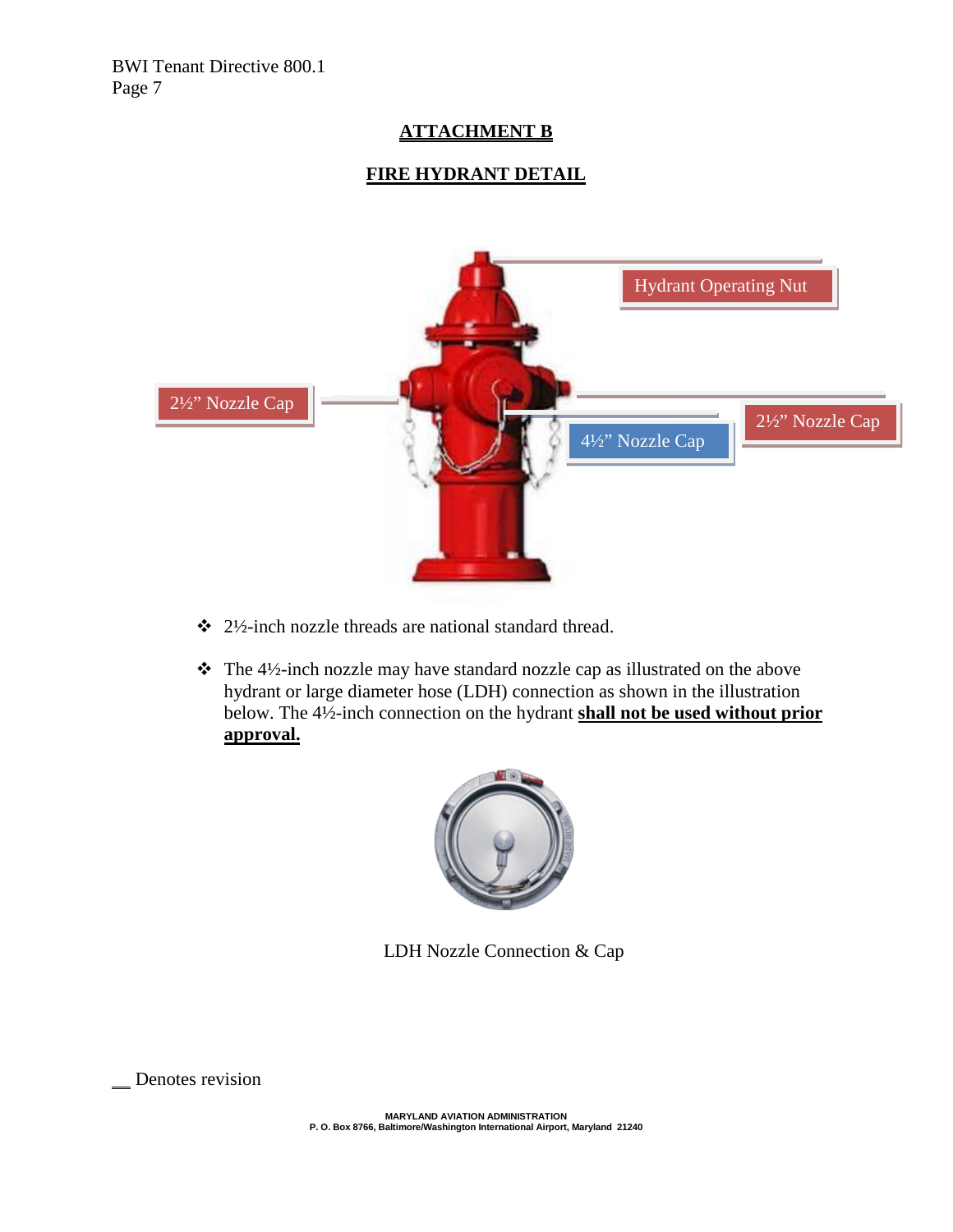## ATTACHMENT B

## FIRE HYDRANT DETAIL

Hydrant Operating Nut

2½" Nozzle Cap

2½" Nozzle Cap

4½" Nozzle Cap

- 2½-inch nozzle threads are national standard thread.
- The 4½-inch nozzle may have standard nozzle cap as illustrated on the above hydrant or large diameter hose (LDH) connection as shown in the illustration below. The 4½-inch connection on the hydrant **shall not be used without prior approval.**

LDH Nozzle Connection & Cap

__ Denotes revision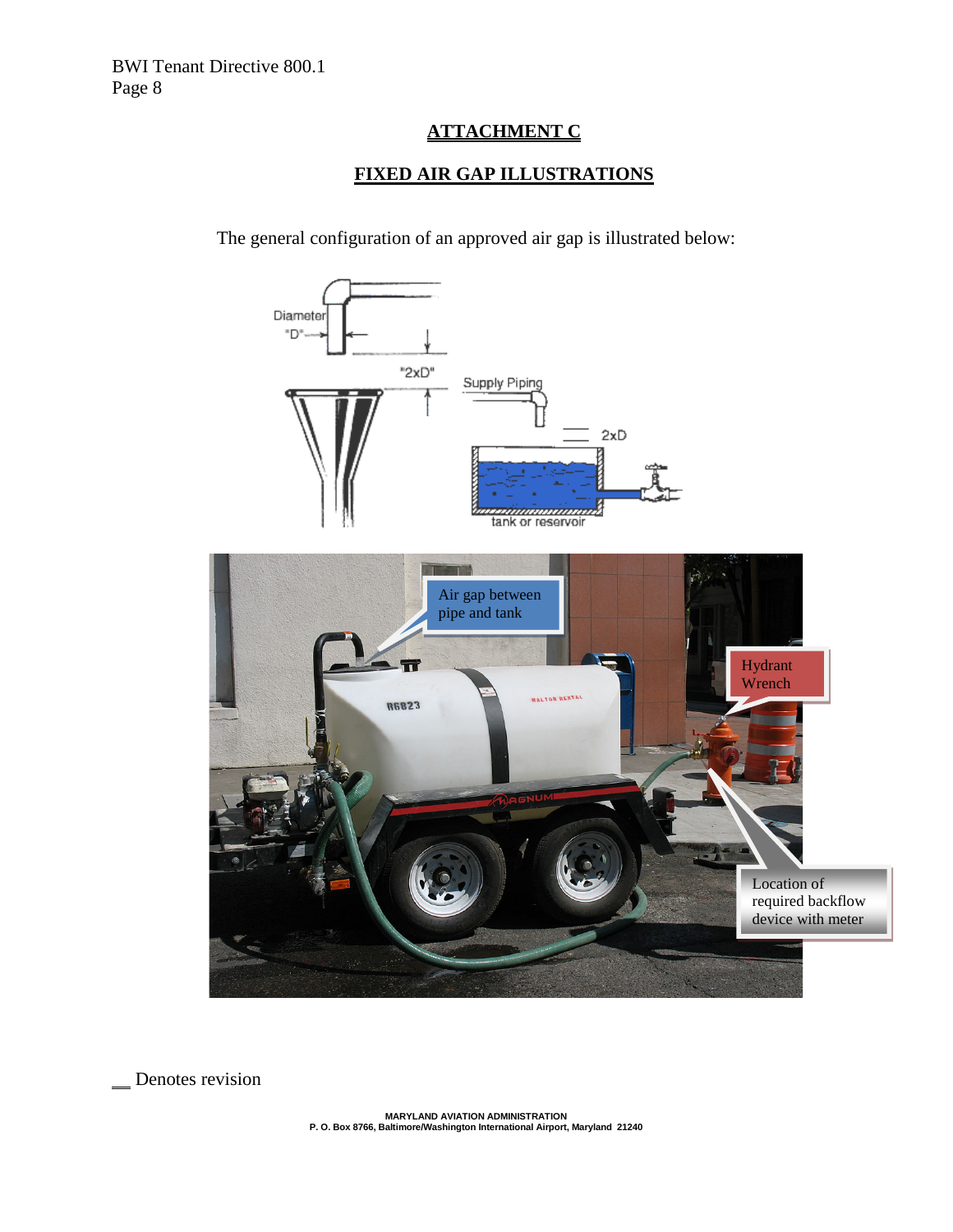## ATTACHMENT C

## FIXED AIR GAP ILLUSTRATIONS

The general configuration of an approved air gap is illustrated below:

Diameter "D"

"2xD"

Supply Piping

2xD

tank or reservoir

Air gap between pipe and tank

Hydrant Wrench

Location of required backflow device with meter

__ Denotes revision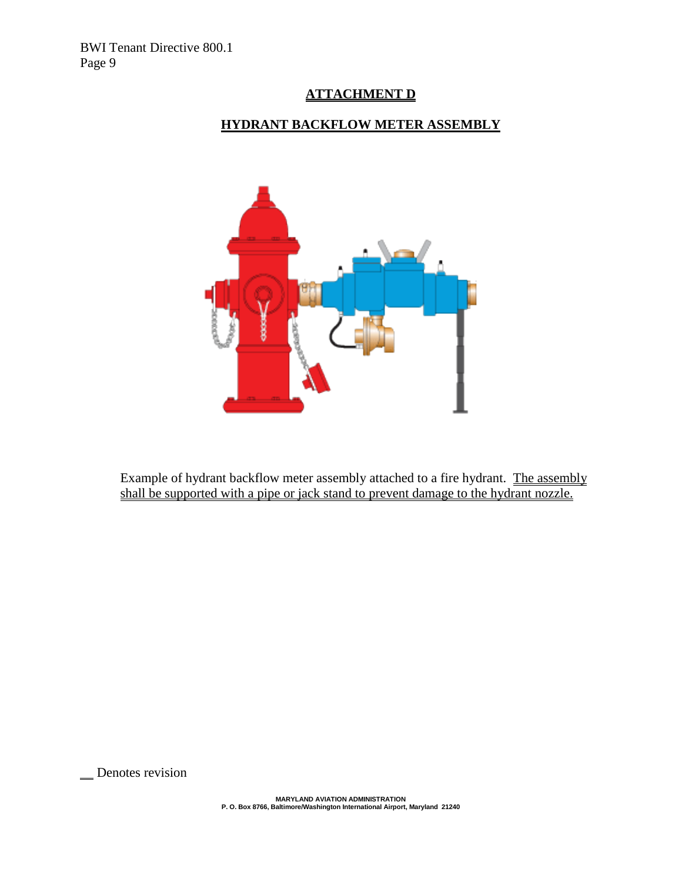## ATTACHMENT D

## HYDRANT BACKFLOW METER ASSEMBLY

Example of hydrant backflow meter assembly attached to a fire hydrant. The assembly shall be supported with a pipe or jack stand to prevent damage to the hydrant nozzle.

__ Denotes revision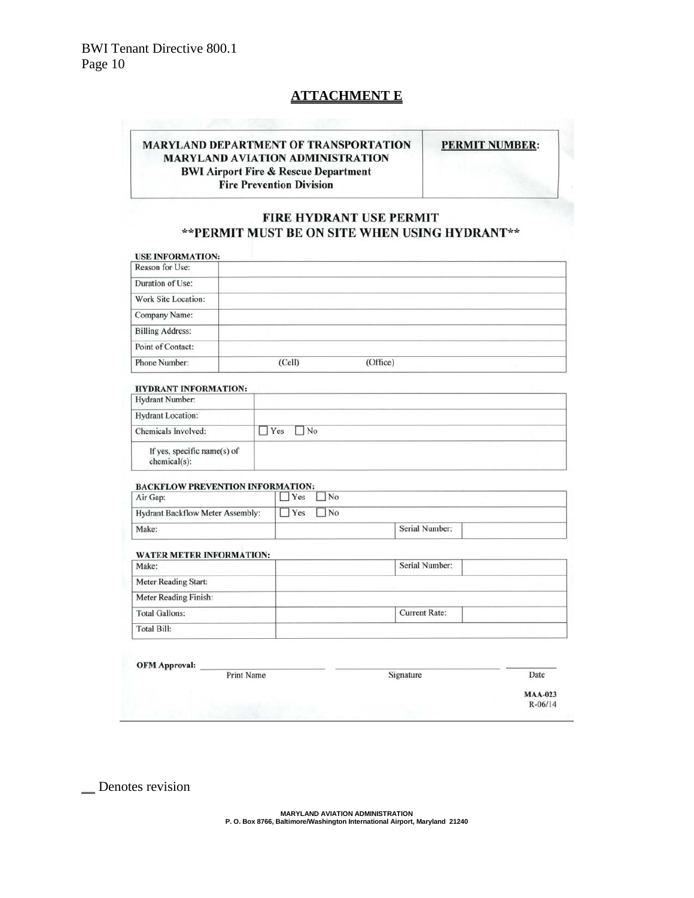## ATTACHMENT E

| MARYLAND DEPARTMENT OF TRANSPORTATION<br>MARYLAND AVIATION ADMINISTRATION<br>BWI Airport Fire & Rescue Department<br>Fire Prevention Division | PERMIT NUMBER: |
|---|---|

### FIRE HYDRANT USE PERMIT
### **PERMIT MUST BE ON SITE WHEN USING HYDRANT**

**USE INFORMATION:**

| | |
|---|---|
| Reason for Use: | |
| Duration of Use: | |
| Work Site Location: | |
| Company Name: | |
| Billing Address: | |
| Point of Contact: | |
| Phone Number: | (Cell) (Office) |

**HYDRANT INFORMATION:**

| | |
|---|---|
| Hydrant Number: | |
| Hydrant Location: | |
| Chemicals Involved: | ☐ Yes ☐ No |
| If yes, specific name(s) of chemical(s): | |

**BACKFLOW PREVENTION INFORMATION:**

| | | | |
|---|---|---|---|
| Air Gap: | ☐ Yes ☐ No | | |
| Hydrant Backflow Meter Assembly: | ☐ Yes ☐ No | | |
| Make: | | Serial Number: | |

**WATER METER INFORMATION:**

| | | | |
|---|---|---|---|
| Make: | | Serial Number: | |
| Meter Reading Start: | | | |
| Meter Reading Finish: | | | |
| Total Gallons: | | Current Rate: | |
| Total Bill: | | | |

**OFM Approval:** ______________________ ______________________ __________
Print Name Signature Date

**MAA-023**
R-06/14

__ Denotes revision